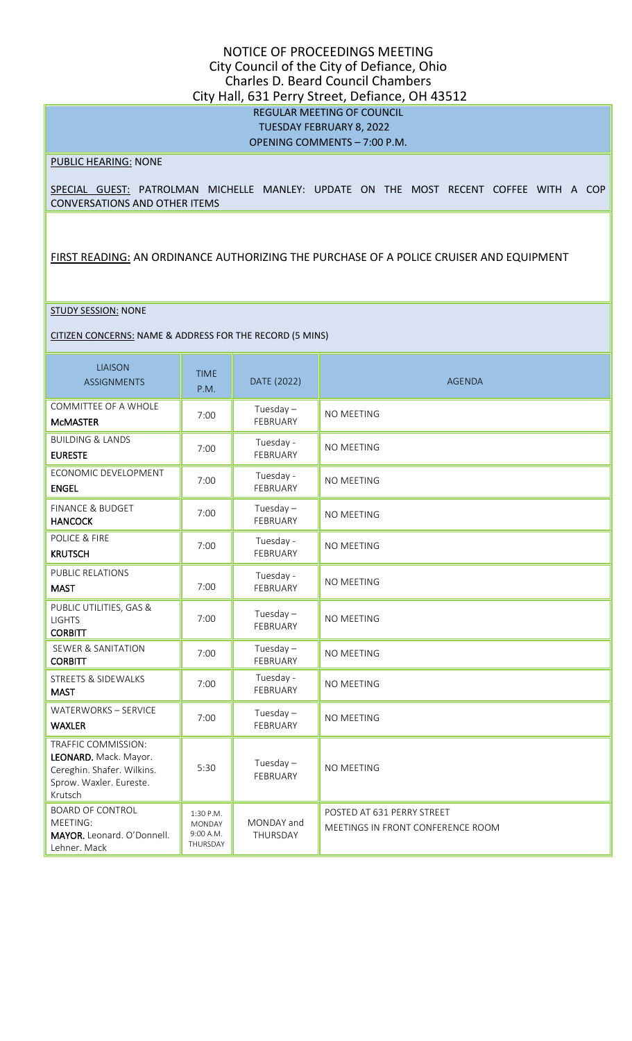# NOTICE OF PROCEEDINGS MEETING
## City Council of the City of Defiance, Ohio
## Charles D. Beard Council Chambers
## City Hall, 631 Perry Street, Defiance, OH 43512

**REGULAR MEETING OF COUNCIL**
**TUESDAY FEBRUARY 8, 2022**
**OPENING COMMENTS – 7:00 P.M.**

PUBLIC HEARING: NONE

SPECIAL GUEST: PATROLMAN MICHELLE MANLEY: UPDATE ON THE MOST RECENT COFFEE WITH A COP CONVERSATIONS AND OTHER ITEMS

FIRST READING: AN ORDINANCE AUTHORIZING THE PURCHASE OF A POLICE CRUISER AND EQUIPMENT

STUDY SESSION: NONE

CITIZEN CONCERNS: NAME & ADDRESS FOR THE RECORD (5 MINS)

| LIAISON ASSIGNMENTS | TIME P.M. | DATE (2022) | AGENDA |
|---|---|---|---|
| COMMITTEE OF A WHOLE **McMASTER** | 7:00 | Tuesday – FEBRUARY | NO MEETING |
| BUILDING & LANDS **EURESTE** | 7:00 | Tuesday - FEBRUARY | NO MEETING |
| ECONOMIC DEVELOPMENT **ENGEL** | 7:00 | Tuesday - FEBRUARY | NO MEETING |
| FINANCE & BUDGET **HANCOCK** | 7:00 | Tuesday – FEBRUARY | NO MEETING |
| POLICE & FIRE **KRUTSCH** | 7:00 | Tuesday - FEBRUARY | NO MEETING |
| PUBLIC RELATIONS **MAST** | 7:00 | Tuesday - FEBRUARY | NO MEETING |
| PUBLIC UTILITIES, GAS & LIGHTS **CORBITT** | 7:00 | Tuesday – FEBRUARY | NO MEETING |
| SEWER & SANITATION **CORBITT** | 7:00 | Tuesday – FEBRUARY | NO MEETING |
| STREETS & SIDEWALKS **MAST** | 7:00 | Tuesday - FEBRUARY | NO MEETING |
| WATERWORKS – SERVICE **WAXLER** | 7:00 | Tuesday – FEBRUARY | NO MEETING |
| TRAFFIC COMMISSION: **LEONARD.** Mack. Mayor. Cereghin. Shafer. Wilkins. Sprow. Waxler. Eureste. Krutsch | 5:30 | Tuesday – FEBRUARY | NO MEETING |
| BOARD OF CONTROL MEETING: **MAYOR.** Leonard. O'Donnell. Lehner. Mack | 1:30 P.M. MONDAY 9:00 A.M. THURSDAY | MONDAY and THURSDAY | POSTED AT 631 PERRY STREET MEETINGS IN FRONT CONFERENCE ROOM |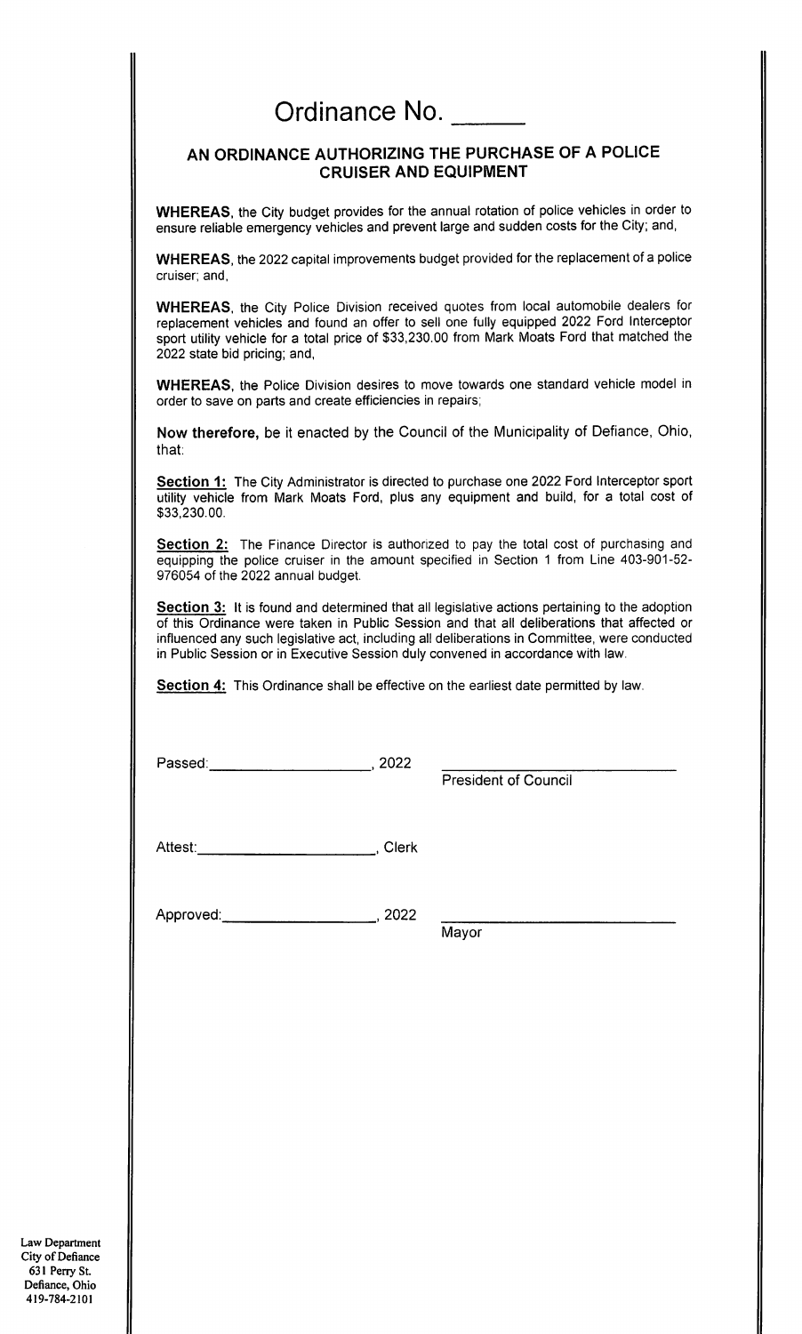# Ordinance No. ______

## AN ORDINANCE AUTHORIZING THE PURCHASE OF A POLICE CRUISER AND EQUIPMENT

**WHEREAS**, the City budget provides for the annual rotation of police vehicles in order to ensure reliable emergency vehicles and prevent large and sudden costs for the City; and,

**WHEREAS**, the 2022 capital improvements budget provided for the replacement of a police cruiser; and,

**WHEREAS**, the City Police Division received quotes from local automobile dealers for replacement vehicles and found an offer to sell one fully equipped 2022 Ford Interceptor sport utility vehicle for a total price of $33,230.00 from Mark Moats Ford that matched the 2022 state bid pricing; and,

**WHEREAS**, the Police Division desires to move towards one standard vehicle model in order to save on parts and create efficiencies in repairs;

**Now therefore,** be it enacted by the Council of the Municipality of Defiance, Ohio, that:

**Section 1:** The City Administrator is directed to purchase one 2022 Ford Interceptor sport utility vehicle from Mark Moats Ford, plus any equipment and build, for a total cost of $33,230.00.

**Section 2:** The Finance Director is authorized to pay the total cost of purchasing and equipping the police cruiser in the amount specified in Section 1 from Line 403-901-52-976054 of the 2022 annual budget.

**Section 3:** It is found and determined that all legislative actions pertaining to the adoption of this Ordinance were taken in Public Session and that all deliberations that affected or influenced any such legislative act, including all deliberations in Committee, were conducted in Public Session or in Executive Session duly convened in accordance with law.

**Section 4:** This Ordinance shall be effective on the earliest date permitted by law.

Passed: ____________________, 2022 ____________________________
President of Council

Attest: ______________________, Clerk

Approved: ___________________, 2022 ____________________________
Mayor

Law Department
City of Defiance
631 Perry St.
Defiance, Ohio
419-784-2101